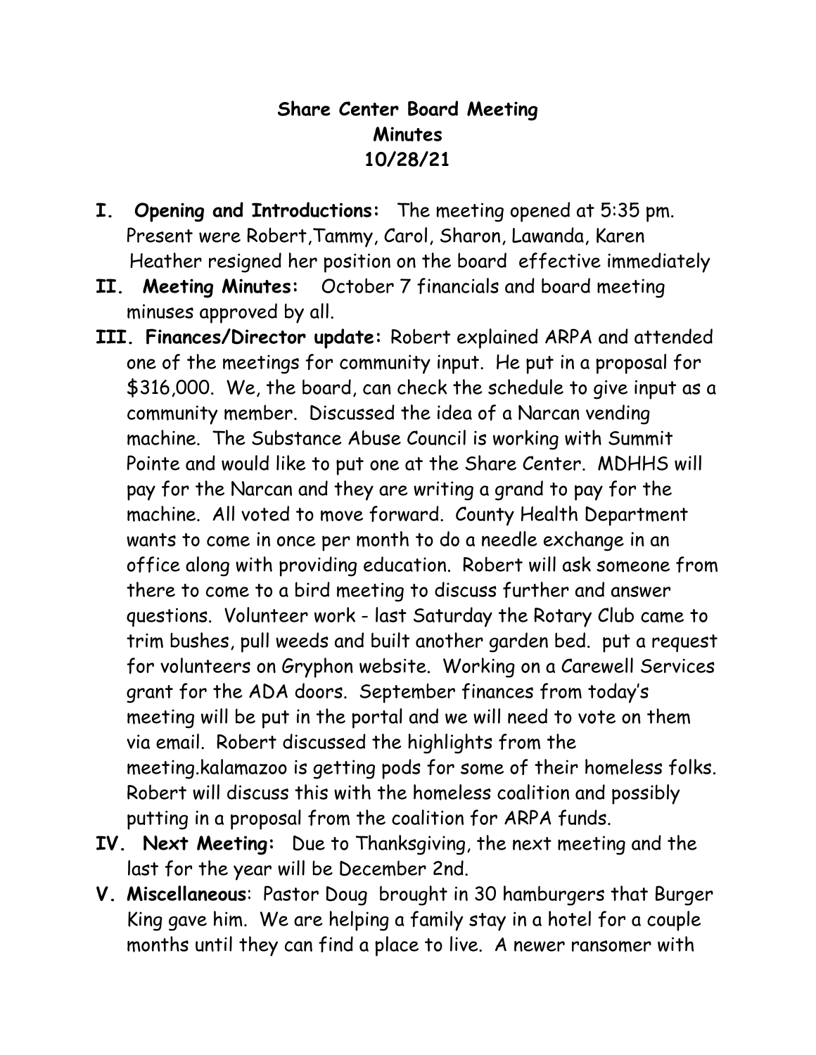**Share Center Board Meeting**
**Minutes**
**10/28/21**

I. **Opening and Introductions:** The meeting opened at 5:35 pm. Present were Robert,Tammy, Carol, Sharon, Lawanda, Karen
Heather resigned her position on the board effective immediately

II. **Meeting Minutes:** October 7 financials and board meeting minuses approved by all.

III. **Finances/Director update:** Robert explained ARPA and attended one of the meetings for community input. He put in a proposal for $316,000. We, the board, can check the schedule to give input as a community member. Discussed the idea of a Narcan vending machine. The Substance Abuse Council is working with Summit Pointe and would like to put one at the Share Center. MDHHS will pay for the Narcan and they are writing a grand to pay for the machine. All voted to move forward. County Health Department wants to come in once per month to do a needle exchange in an office along with providing education. Robert will ask someone from there to come to a bird meeting to discuss further and answer questions. Volunteer work - last Saturday the Rotary Club came to trim bushes, pull weeds and built another garden bed. put a request for volunteers on Gryphon website. Working on a Carewell Services grant for the ADA doors. September finances from today's meeting will be put in the portal and we will need to vote on them via email. Robert discussed the highlights from the meeting.kalamazoo is getting pods for some of their homeless folks. Robert will discuss this with the homeless coalition and possibly putting in a proposal from the coalition for ARPA funds.

IV. **Next Meeting:** Due to Thanksgiving, the next meeting and the last for the year will be December 2nd.

V. **Miscellaneous**: Pastor Doug brought in 30 hamburgers that Burger King gave him. We are helping a family stay in a hotel for a couple months until they can find a place to live. A newer ransomer with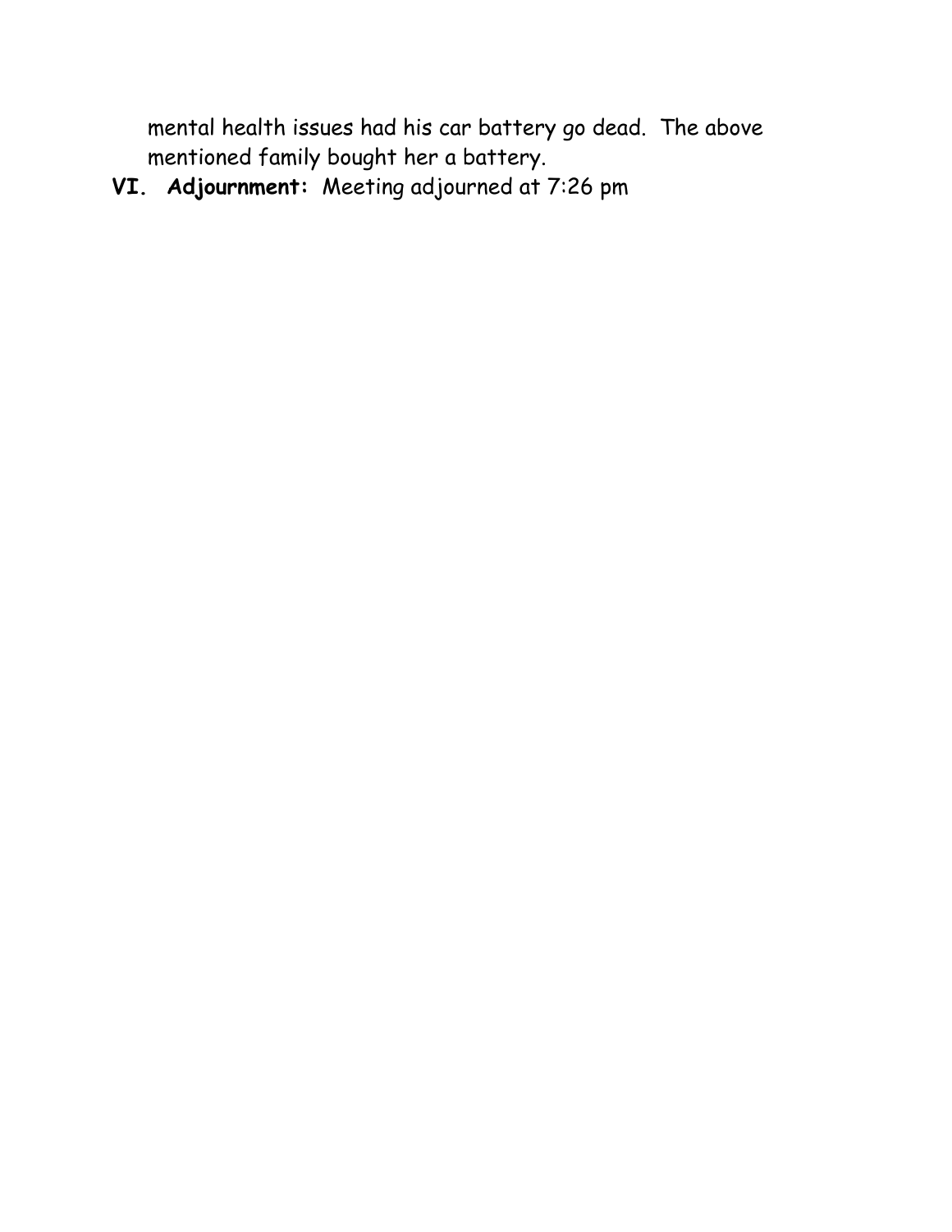mental health issues had his car battery go dead. The above mentioned family bought her a battery.

**VI. Adjournment:** Meeting adjourned at 7:26 pm